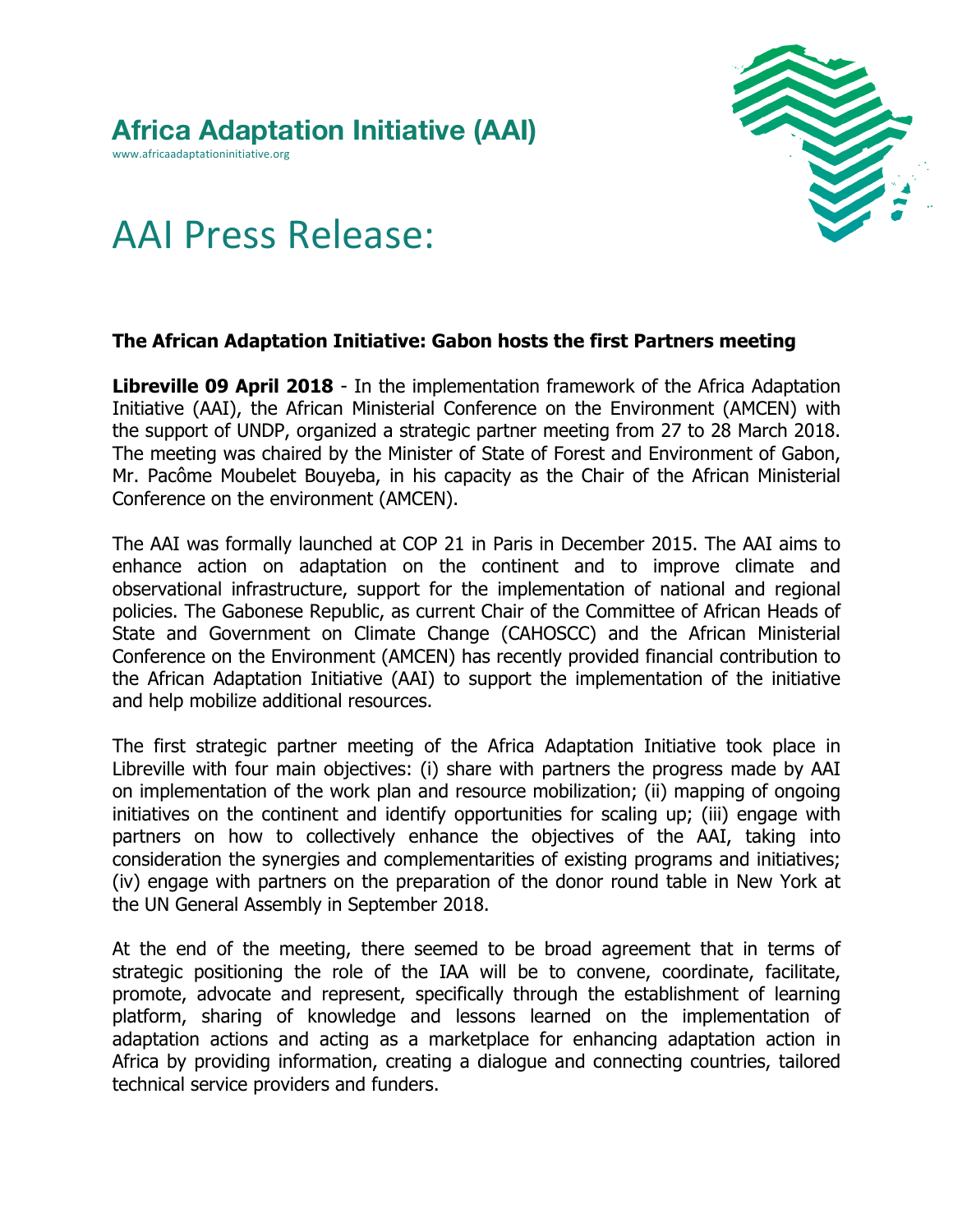**Africa Adaptation Initiative (AAI)**
www.africaadaptationinitiative.org

# AAI Press Release:

**The African Adaptation Initiative: Gabon hosts the first Partners meeting**

**Libreville 09 April 2018** - In the implementation framework of the Africa Adaptation Initiative (AAI), the African Ministerial Conference on the Environment (AMCEN) with the support of UNDP, organized a strategic partner meeting from 27 to 28 March 2018. The meeting was chaired by the Minister of State of Forest and Environment of Gabon, Mr. Pacôme Moubelet Bouyeba, in his capacity as the Chair of the African Ministerial Conference on the environment (AMCEN).

The AAI was formally launched at COP 21 in Paris in December 2015. The AAI aims to enhance action on adaptation on the continent and to improve climate and observational infrastructure, support for the implementation of national and regional policies. The Gabonese Republic, as current Chair of the Committee of African Heads of State and Government on Climate Change (CAHOSCC) and the African Ministerial Conference on the Environment (AMCEN) has recently provided financial contribution to the African Adaptation Initiative (AAI) to support the implementation of the initiative and help mobilize additional resources.

The first strategic partner meeting of the Africa Adaptation Initiative took place in Libreville with four main objectives: (i) share with partners the progress made by AAI on implementation of the work plan and resource mobilization; (ii) mapping of ongoing initiatives on the continent and identify opportunities for scaling up; (iii) engage with partners on how to collectively enhance the objectives of the AAI, taking into consideration the synergies and complementarities of existing programs and initiatives; (iv) engage with partners on the preparation of the donor round table in New York at the UN General Assembly in September 2018.

At the end of the meeting, there seemed to be broad agreement that in terms of strategic positioning the role of the IAA will be to convene, coordinate, facilitate, promote, advocate and represent, specifically through the establishment of learning platform, sharing of knowledge and lessons learned on the implementation of adaptation actions and acting as a marketplace for enhancing adaptation action in Africa by providing information, creating a dialogue and connecting countries, tailored technical service providers and funders.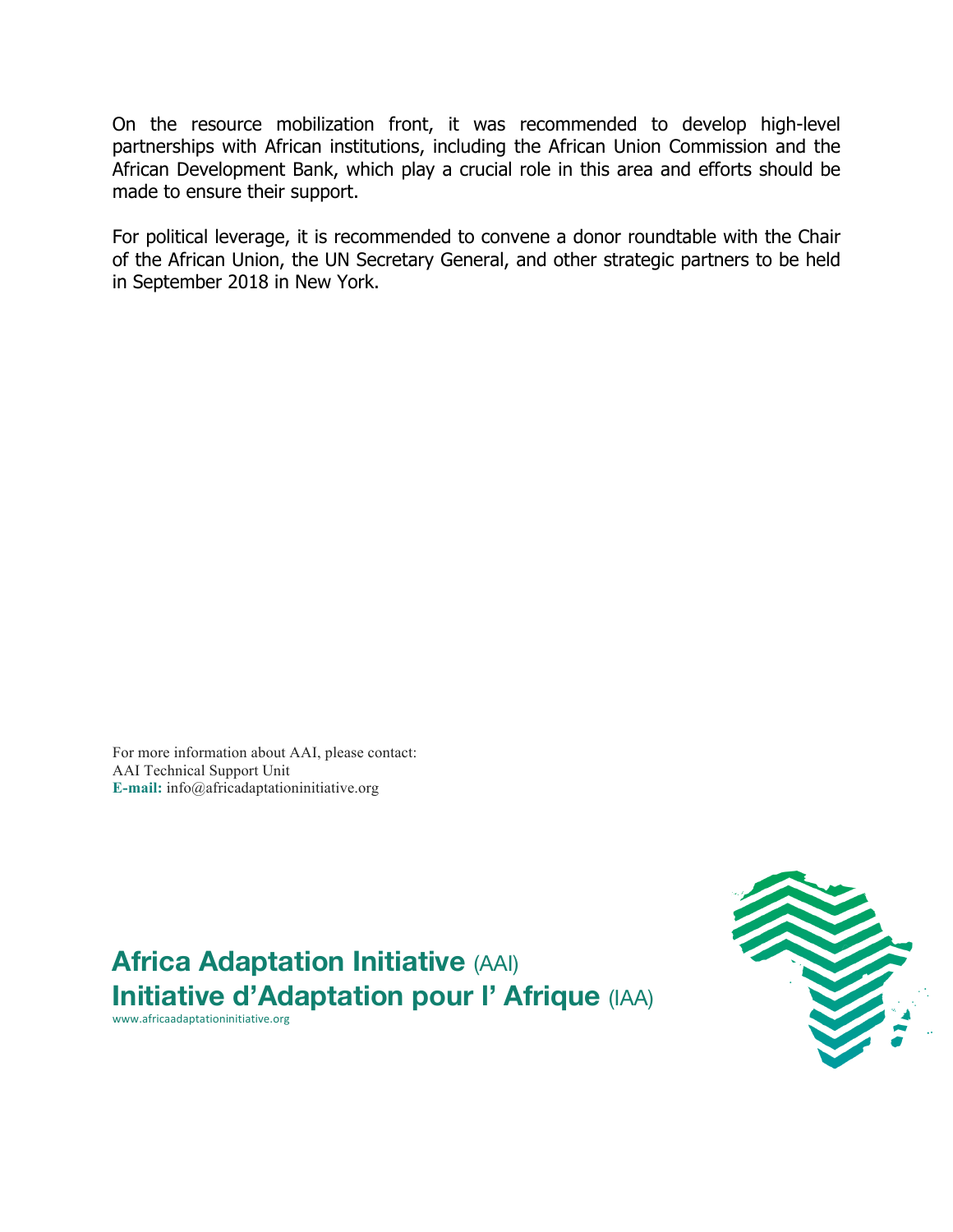On the resource mobilization front, it was recommended to develop high-level partnerships with African institutions, including the African Union Commission and the African Development Bank, which play a crucial role in this area and efforts should be made to ensure their support.

For political leverage, it is recommended to convene a donor roundtable with the Chair of the African Union, the UN Secretary General, and other strategic partners to be held in September 2018 in New York.

For more information about AAI, please contact:
AAI Technical Support Unit
**E-mail:** info@africadaptationinitiative.org

**Africa Adaptation Initiative** (AAI)
**Initiative d'Adaptation pour l' Afrique** (IAA)
www.africaadaptationinitiative.org